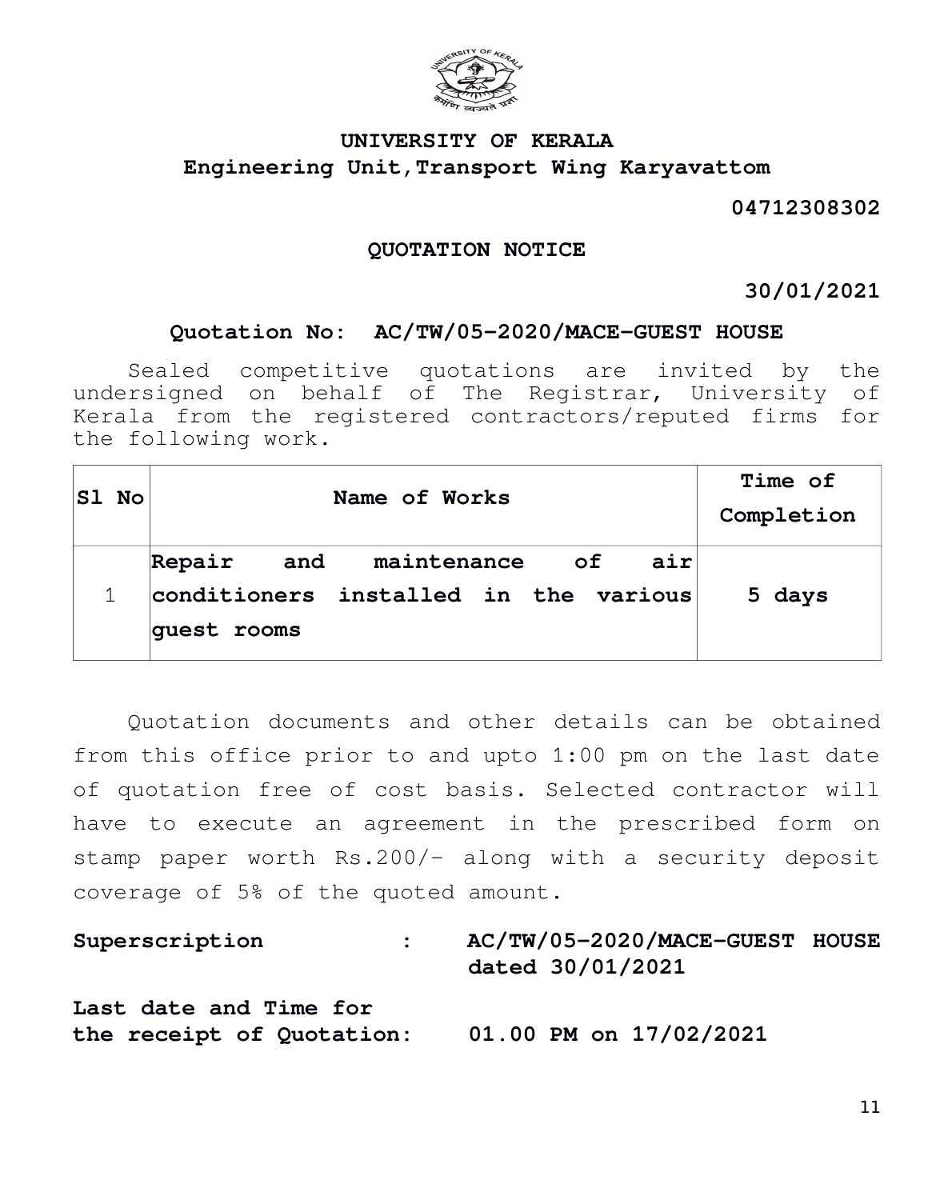# UNIVERSITY OF KERALA

## Engineering Unit,Transport Wing Karyavattom

**04712308302**

### QUOTATION NOTICE

**30/01/2021**

**Quotation No: AC/TW/05-2020/MACE-GUEST HOUSE**

Sealed competitive quotations are invited by the undersigned on behalf of The Registrar, University of Kerala from the registered contractors/reputed firms for the following work.

| Sl No | Name of Works | Time of Completion |
|---|---|---|
| 1 | **Repair and maintenance of air conditioners installed in the various guest rooms** | **5 days** |

Quotation documents and other details can be obtained from this office prior to and upto 1:00 pm on the last date of quotation free of cost basis. Selected contractor will have to execute an agreement in the prescribed form on stamp paper worth Rs.200/- along with a security deposit coverage of 5% of the quoted amount.

**Superscription : AC/TW/05-2020/MACE-GUEST HOUSE dated 30/01/2021**

**Last date and Time for the receipt of Quotation: 01.00 PM on 17/02/2021**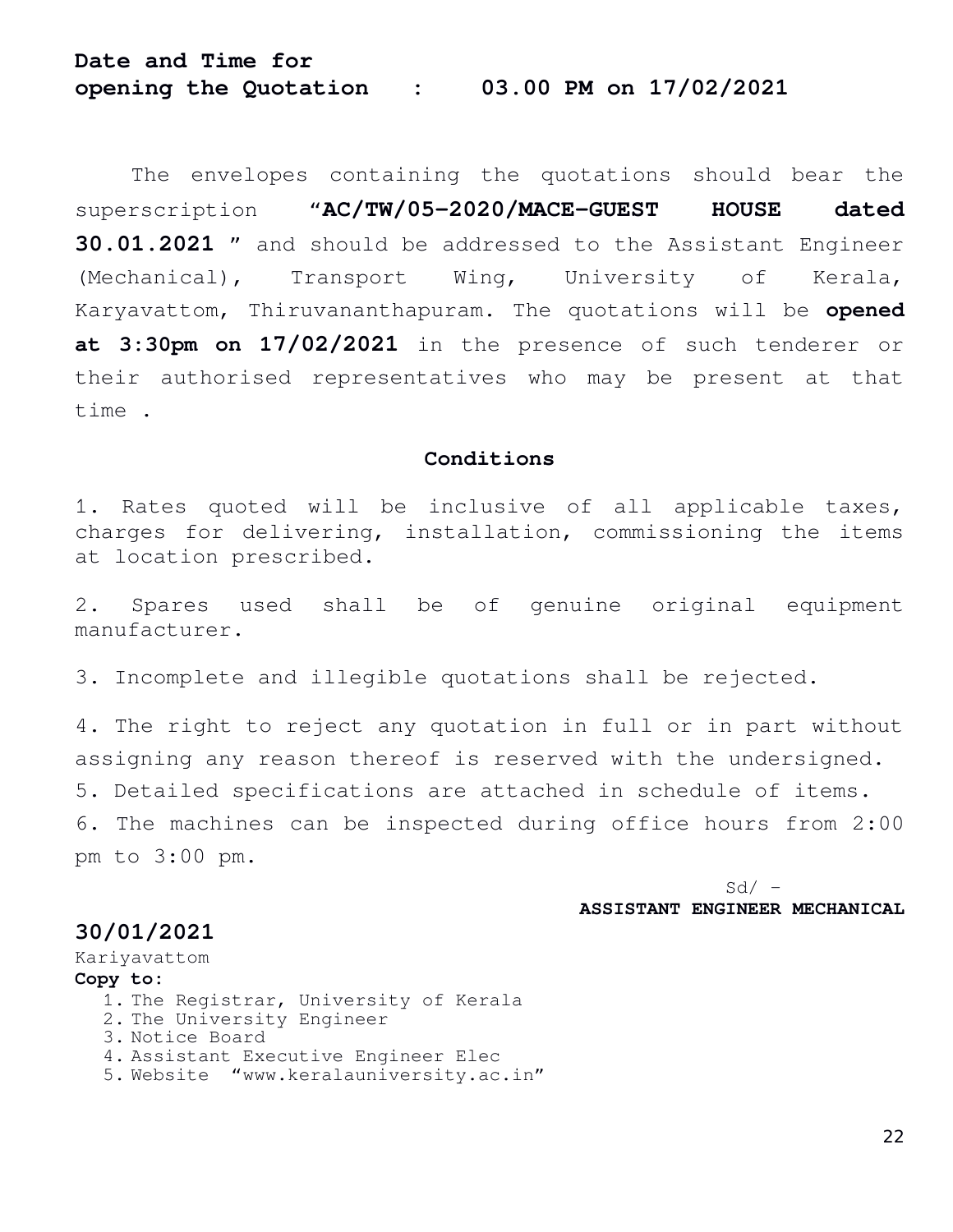**Date and Time for opening the Quotation : 03.00 PM on 17/02/2021**

The envelopes containing the quotations should bear the superscription "**AC/TW/05-2020/MACE-GUEST HOUSE dated 30.01.2021** " and should be addressed to the Assistant Engineer (Mechanical), Transport Wing, University of Kerala, Karyavattom, Thiruvananthapuram. The quotations will be **opened at 3:30pm on 17/02/2021** in the presence of such tenderer or their authorised representatives who may be present at that time .

## Conditions

1. Rates quoted will be inclusive of all applicable taxes, charges for delivering, installation, commissioning the items at location prescribed.

2. Spares used shall be of genuine original equipment manufacturer.

3. Incomplete and illegible quotations shall be rejected.

4. The right to reject any quotation in full or in part without assigning any reason thereof is reserved with the undersigned.

5. Detailed specifications are attached in schedule of items.

6. The machines can be inspected during office hours from 2:00 pm to 3:00 pm.

Sd/ -
**ASSISTANT ENGINEER MECHANICAL**

**30/01/2021**
Kariyavattom

**Copy to:**

1. The Registrar, University of Kerala
2. The University Engineer
3. Notice Board
4. Assistant Executive Engineer Elec
5. Website "www.keralauniversity.ac.in"